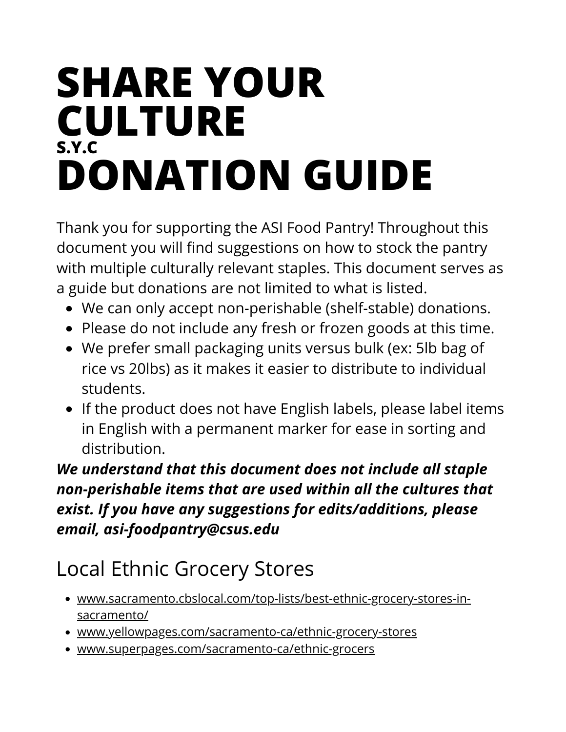# SHARE YOUR CULTURE

**S.Y.C**

# DONATION GUIDE

Thank you for supporting the ASI Food Pantry! Throughout this document you will find suggestions on how to stock the pantry with multiple culturally relevant staples. This document serves as a guide but donations are not limited to what is listed.

- We can only accept non-perishable (shelf-stable) donations.
- Please do not include any fresh or frozen goods at this time.
- We prefer small packaging units versus bulk (ex: 5lb bag of rice vs 20lbs) as it makes it easier to distribute to individual students.
- If the product does not have English labels, please label items in English with a permanent marker for ease in sorting and distribution.

***We understand that this document does not include all staple non-perishable items that are used within all the cultures that exist. If you have any suggestions for edits/additions, please email, asi-foodpantry@csus.edu***

## Local Ethnic Grocery Stores

- www.sacramento.cbslocal.com/top-lists/best-ethnic-grocery-stores-in-sacramento/
- www.yellowpages.com/sacramento-ca/ethnic-grocery-stores
- www.superpages.com/sacramento-ca/ethnic-grocers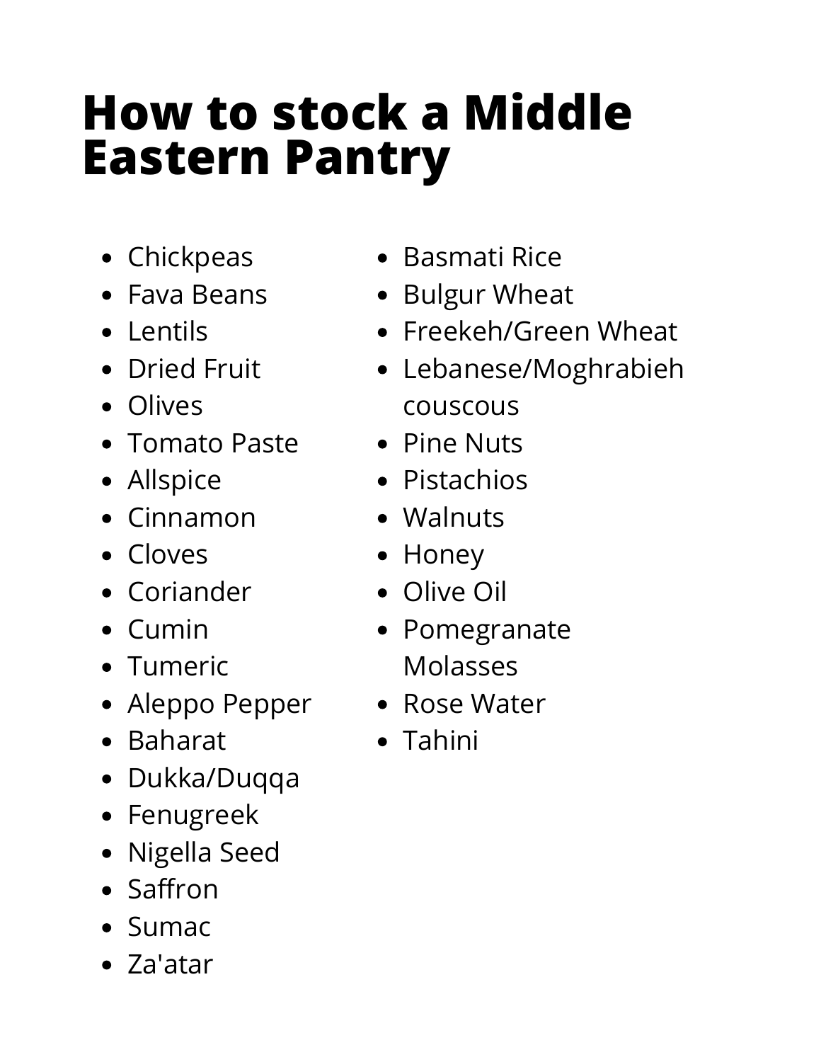# How to stock a Middle Eastern Pantry

- Chickpeas
- Fava Beans
- Lentils
- Dried Fruit
- Olives
- Tomato Paste
- Allspice
- Cinnamon
- Cloves
- Coriander
- Cumin
- Tumeric
- Aleppo Pepper
- Baharat
- Dukka/Duqqa
- Fenugreek
- Nigella Seed
- Saffron
- Sumac
- Za'atar
- Basmati Rice
- Bulgur Wheat
- Freekeh/Green Wheat
- Lebanese/Moghrabieh couscous
- Pine Nuts
- Pistachios
- Walnuts
- Honey
- Olive Oil
- Pomegranate Molasses
- Rose Water
- Tahini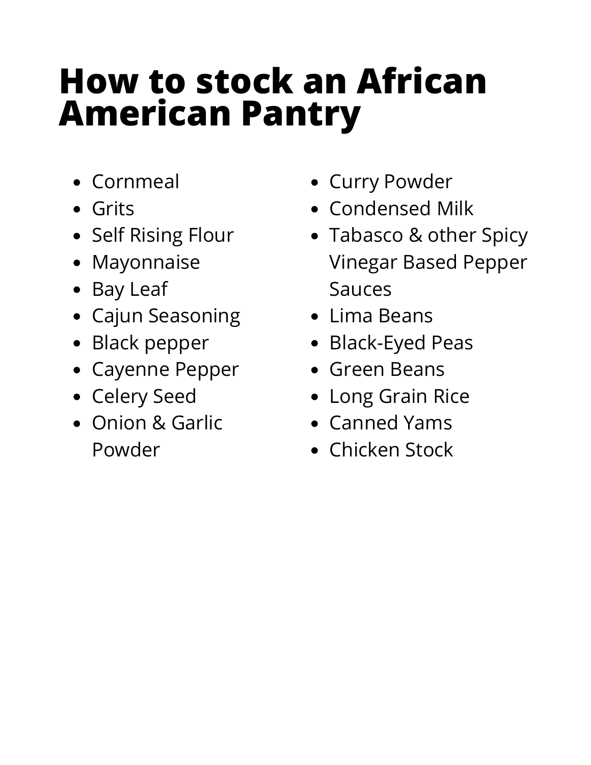# How to stock an African American Pantry

- Cornmeal
- Grits
- Self Rising Flour
- Mayonnaise
- Bay Leaf
- Cajun Seasoning
- Black pepper
- Cayenne Pepper
- Celery Seed
- Onion & Garlic Powder
- Curry Powder
- Condensed Milk
- Tabasco & other Spicy Vinegar Based Pepper Sauces
- Lima Beans
- Black-Eyed Peas
- Green Beans
- Long Grain Rice
- Canned Yams
- Chicken Stock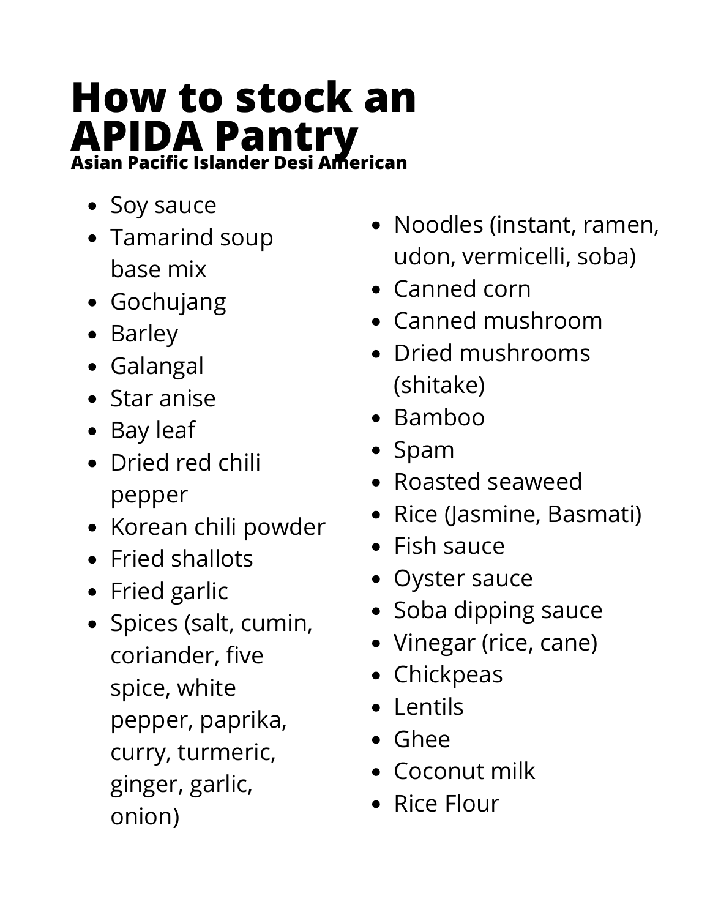# How to stock an APIDA Pantry

**Asian Pacific Islander Desi American**

- Soy sauce
- Tamarind soup base mix
- Gochujang
- Barley
- Galangal
- Star anise
- Bay leaf
- Dried red chili pepper
- Korean chili powder
- Fried shallots
- Fried garlic
- Spices (salt, cumin, coriander, five spice, white pepper, paprika, curry, turmeric, ginger, garlic, onion)
- Noodles (instant, ramen, udon, vermicelli, soba)
- Canned corn
- Canned mushroom
- Dried mushrooms (shitake)
- Bamboo
- Spam
- Roasted seaweed
- Rice (Jasmine, Basmati)
- Fish sauce
- Oyster sauce
- Soba dipping sauce
- Vinegar (rice, cane)
- Chickpeas
- Lentils
- Ghee
- Coconut milk
- Rice Flour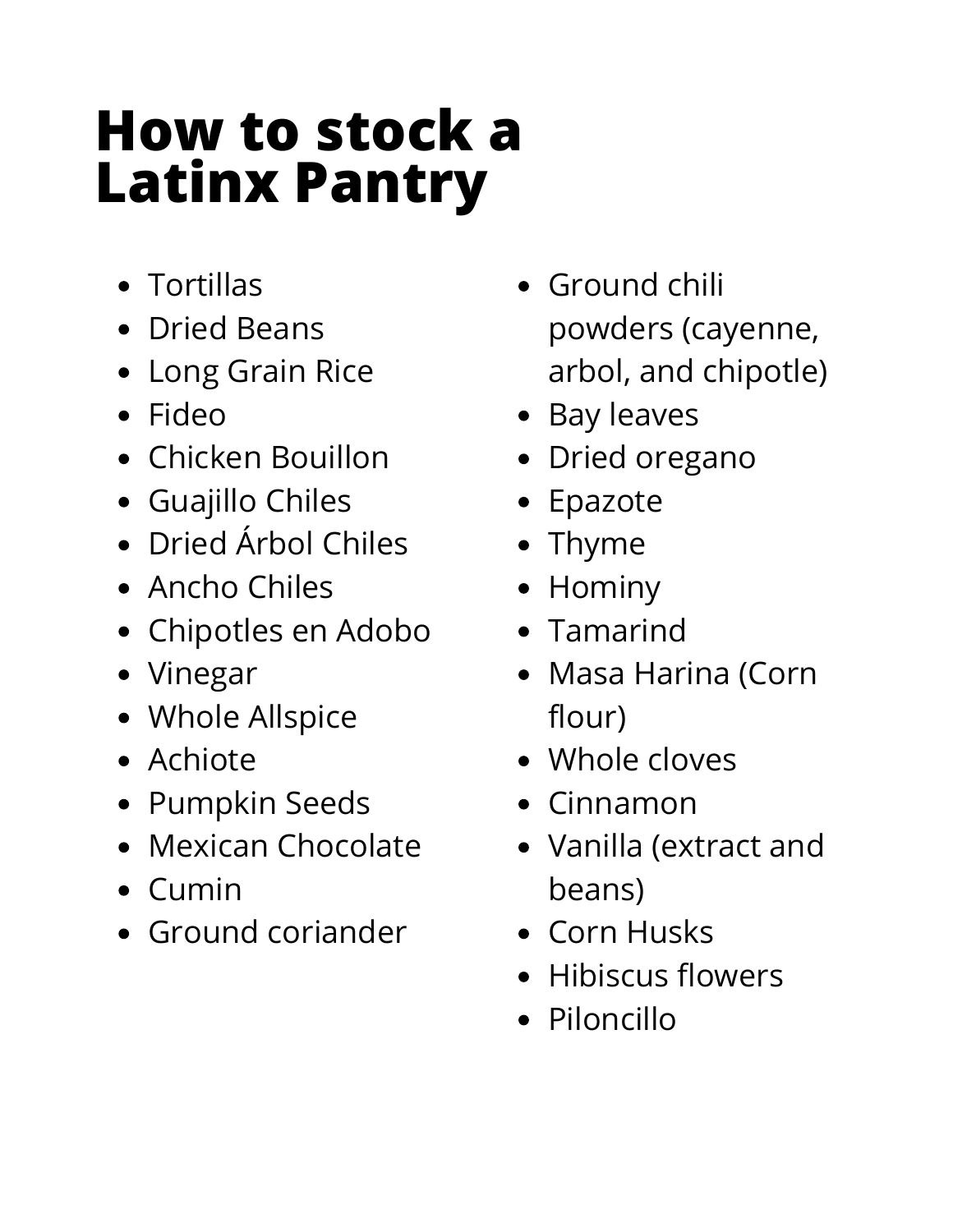# How to stock a Latinx Pantry

- Tortillas
- Dried Beans
- Long Grain Rice
- Fideo
- Chicken Bouillon
- Guajillo Chiles
- Dried Árbol Chiles
- Ancho Chiles
- Chipotles en Adobo
- Vinegar
- Whole Allspice
- Achiote
- Pumpkin Seeds
- Mexican Chocolate
- Cumin
- Ground coriander
- Ground chili powders (cayenne, arbol, and chipotle)
- Bay leaves
- Dried oregano
- Epazote
- Thyme
- Hominy
- Tamarind
- Masa Harina (Corn flour)
- Whole cloves
- Cinnamon
- Vanilla (extract and beans)
- Corn Husks
- Hibiscus flowers
- Piloncillo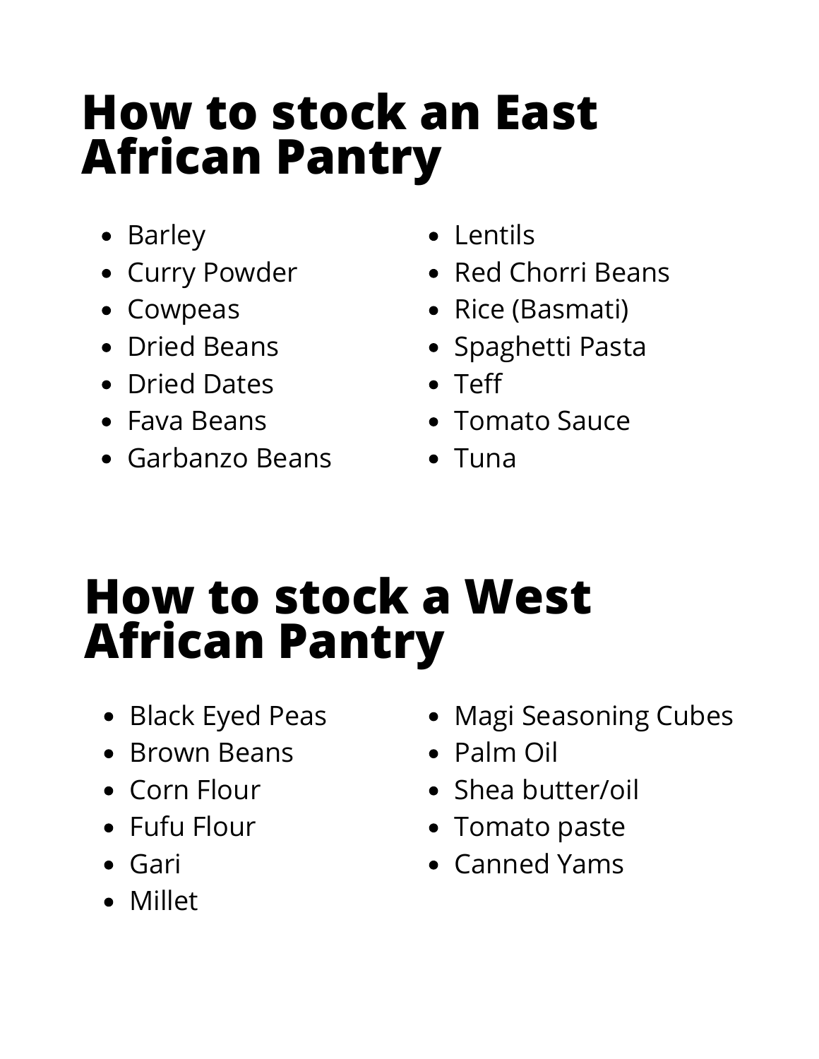# How to stock an East African Pantry

- Barley
- Curry Powder
- Cowpeas
- Dried Beans
- Dried Dates
- Fava Beans
- Garbanzo Beans
- Lentils
- Red Chorri Beans
- Rice (Basmati)
- Spaghetti Pasta
- Teff
- Tomato Sauce
- Tuna

# How to stock a West African Pantry

- Black Eyed Peas
- Brown Beans
- Corn Flour
- Fufu Flour
- Gari
- Millet
- Magi Seasoning Cubes
- Palm Oil
- Shea butter/oil
- Tomato paste
- Canned Yams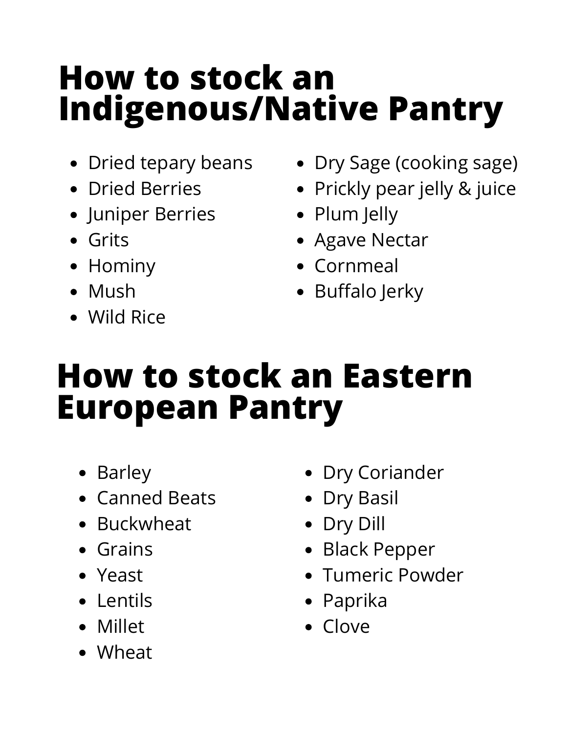# How to stock an Indigenous/Native Pantry

- Dried tepary beans
- Dried Berries
- Juniper Berries
- Grits
- Hominy
- Mush
- Wild Rice
- Dry Sage (cooking sage)
- Prickly pear jelly & juice
- Plum Jelly
- Agave Nectar
- Cornmeal
- Buffalo Jerky

# How to stock an Eastern European Pantry

- Barley
- Canned Beats
- Buckwheat
- Grains
- Yeast
- Lentils
- Millet
- Wheat
- Dry Coriander
- Dry Basil
- Dry Dill
- Black Pepper
- Tumeric Powder
- Paprika
- Clove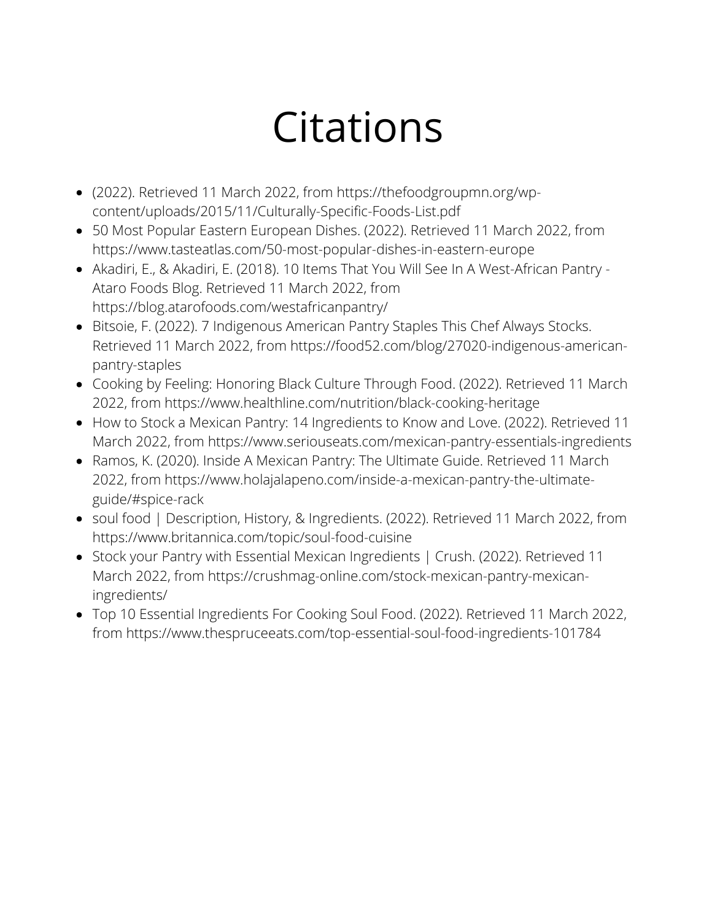# Citations

- (2022). Retrieved 11 March 2022, from https://thefoodgroupmn.org/wp-content/uploads/2015/11/Culturally-Specific-Foods-List.pdf
- 50 Most Popular Eastern European Dishes. (2022). Retrieved 11 March 2022, from https://www.tasteatlas.com/50-most-popular-dishes-in-eastern-europe
- Akadiri, E., & Akadiri, E. (2018). 10 Items That You Will See In A West-African Pantry - Ataro Foods Blog. Retrieved 11 March 2022, from https://blog.atarofoods.com/westafricanpantry/
- Bitsoie, F. (2022). 7 Indigenous American Pantry Staples This Chef Always Stocks. Retrieved 11 March 2022, from https://food52.com/blog/27020-indigenous-american-pantry-staples
- Cooking by Feeling: Honoring Black Culture Through Food. (2022). Retrieved 11 March 2022, from https://www.healthline.com/nutrition/black-cooking-heritage
- How to Stock a Mexican Pantry: 14 Ingredients to Know and Love. (2022). Retrieved 11 March 2022, from https://www.seriouseats.com/mexican-pantry-essentials-ingredients
- Ramos, K. (2020). Inside A Mexican Pantry: The Ultimate Guide. Retrieved 11 March 2022, from https://www.holajalapeno.com/inside-a-mexican-pantry-the-ultimate-guide/#spice-rack
- soul food | Description, History, & Ingredients. (2022). Retrieved 11 March 2022, from https://www.britannica.com/topic/soul-food-cuisine
- Stock your Pantry with Essential Mexican Ingredients | Crush. (2022). Retrieved 11 March 2022, from https://crushmag-online.com/stock-mexican-pantry-mexican-ingredients/
- Top 10 Essential Ingredients For Cooking Soul Food. (2022). Retrieved 11 March 2022, from https://www.thespruceeats.com/top-essential-soul-food-ingredients-101784